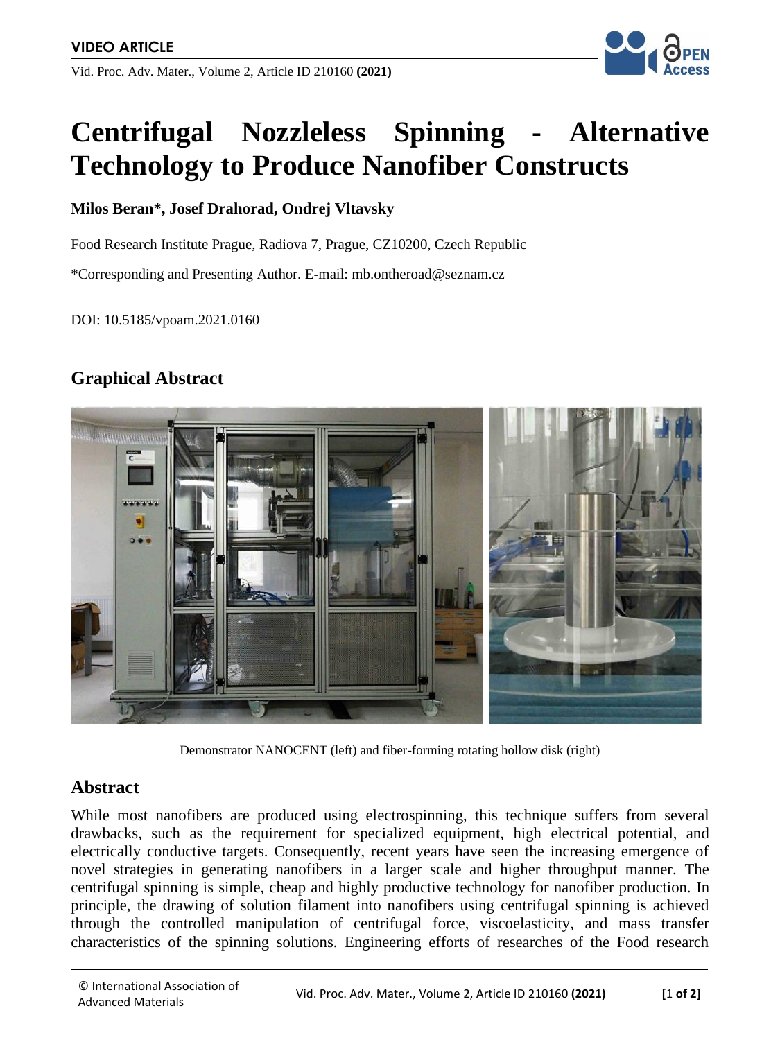**VIDEO ARTICLE**

# Centrifugal Nozzleless Spinning - Alternative Technology to Produce Nanofiber Constructs

**Milos Beran\*, Josef Drahorad, Ondrej Vltavsky**

Food Research Institute Prague, Radiova 7, Prague, CZ10200, Czech Republic

\*Corresponding and Presenting Author. E-mail: mb.ontheroad@seznam.cz

DOI: 10.5185/vpoam.2021.0160

## Graphical Abstract

Demonstrator NANOCENT (left) and fiber-forming rotating hollow disk (right)

## Abstract

While most nanofibers are produced using electrospinning, this technique suffers from several drawbacks, such as the requirement for specialized equipment, high electrical potential, and electrically conductive targets. Consequently, recent years have seen the increasing emergence of novel strategies in generating nanofibers in a larger scale and higher throughput manner. The centrifugal spinning is simple, cheap and highly productive technology for nanofiber production. In principle, the drawing of solution filament into nanofibers using centrifugal spinning is achieved through the controlled manipulation of centrifugal force, viscoelasticity, and mass transfer characteristics of the spinning solutions. Engineering efforts of researches of the Food research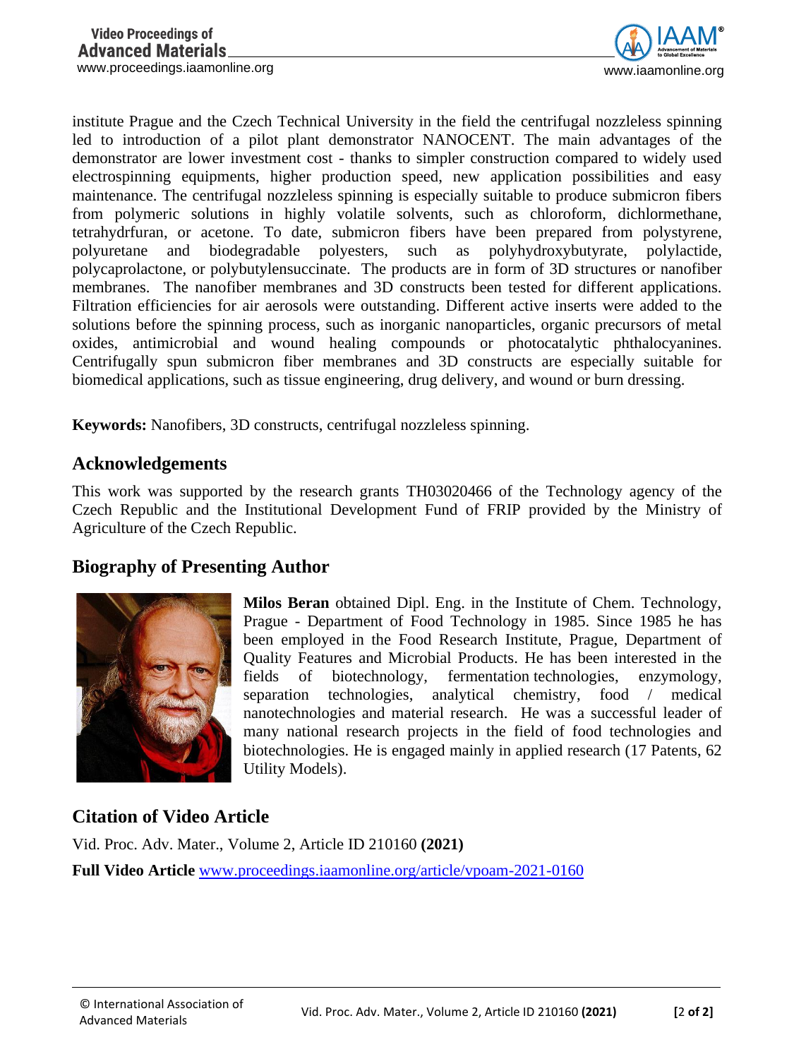institute Prague and the Czech Technical University in the field the centrifugal nozzleless spinning led to introduction of a pilot plant demonstrator NANOCENT. The main advantages of the demonstrator are lower investment cost - thanks to simpler construction compared to widely used electrospinning equipments, higher production speed, new application possibilities and easy maintenance. The centrifugal nozzleless spinning is especially suitable to produce submicron fibers from polymeric solutions in highly volatile solvents, such as chloroform, dichlormethane, tetrahydrfuran, or acetone. To date, submicron fibers have been prepared from polystyrene, polyuretane and biodegradable polyesters, such as polyhydroxybutyrate, polylactide, polycaprolactone, or polybutylensuccinate. The products are in form of 3D structures or nanofiber membranes. The nanofiber membranes and 3D constructs been tested for different applications. Filtration efficiencies for air aerosols were outstanding. Different active inserts were added to the solutions before the spinning process, such as inorganic nanoparticles, organic precursors of metal oxides, antimicrobial and wound healing compounds or photocatalytic phthalocyanines. Centrifugally spun submicron fiber membranes and 3D constructs are especially suitable for biomedical applications, such as tissue engineering, drug delivery, and wound or burn dressing.

**Keywords:** Nanofibers, 3D constructs, centrifugal nozzleless spinning.

## Acknowledgements

This work was supported by the research grants TH03020466 of the Technology agency of the Czech Republic and the Institutional Development Fund of FRIP provided by the Ministry of Agriculture of the Czech Republic.

## Biography of Presenting Author

**Milos Beran** obtained Dipl. Eng. in the Institute of Chem. Technology, Prague - Department of Food Technology in 1985. Since 1985 he has been employed in the Food Research Institute, Prague, Department of Quality Features and Microbial Products. He has been interested in the fields of biotechnology, fermentation technologies, enzymology, separation technologies, analytical chemistry, food / medical nanotechnologies and material research. He was a successful leader of many national research projects in the field of food technologies and biotechnologies. He is engaged mainly in applied research (17 Patents, 62 Utility Models).

## Citation of Video Article

Vid. Proc. Adv. Mater., Volume 2, Article ID 210160 **(2021)**

**Full Video Article** www.proceedings.iaamonline.org/article/vpoam-2021-0160